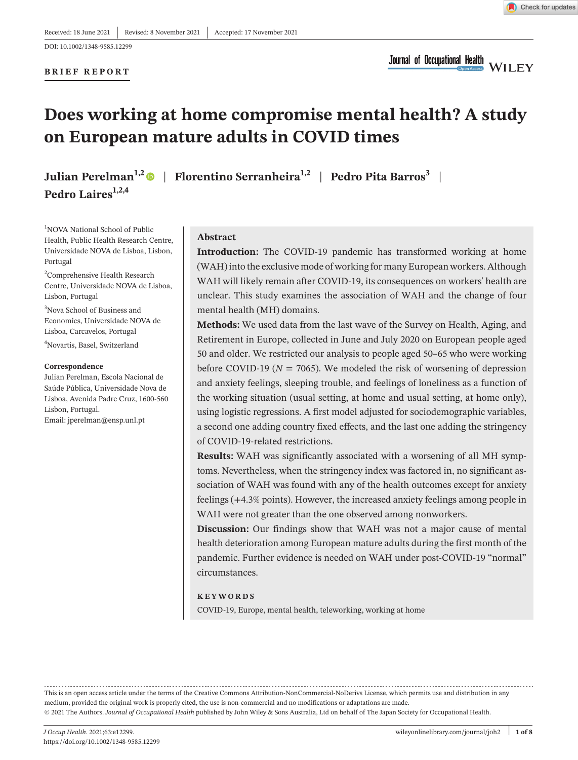Received: 18 June 2021 | Revised: 8 November 2021 | Accepted: 17 November 2021

DOI: 10.1002/1348-9585.12299

**BRIEF REPORT**

# Does working at home compromise mental health? A study on European mature adults in COVID times

**Julian Perelman**[1,2] | **Florentino Serranheira**[1,2] | **Pedro Pita Barros**[3] | **Pedro Laires**[1,2,4]

[1]NOVA National School of Public Health, Public Health Research Centre, Universidade NOVA de Lisboa, Lisbon, Portugal

[2]Comprehensive Health Research Centre, Universidade NOVA de Lisboa, Lisbon, Portugal

[3]Nova School of Business and Economics, Universidade NOVA de Lisboa, Carcavelos, Portugal

[4]Novartis, Basel, Switzerland

**Correspondence**
Julian Perelman, Escola Nacional de Saúde Pública, Universidade Nova de Lisboa, Avenida Padre Cruz, 1600-560 Lisbon, Portugal.
Email: jperelman@ensp.unl.pt

## Abstract

**Introduction:** The COVID-19 pandemic has transformed working at home (WAH) into the exclusive mode of working for many European workers. Although WAH will likely remain after COVID-19, its consequences on workers' health are unclear. This study examines the association of WAH and the change of four mental health (MH) domains.

**Methods:** We used data from the last wave of the Survey on Health, Aging, and Retirement in Europe, collected in June and July 2020 on European people aged 50 and older. We restricted our analysis to people aged 50–65 who were working before COVID-19 ($N = 7065$). We modeled the risk of worsening of depression and anxiety feelings, sleeping trouble, and feelings of loneliness as a function of the working situation (usual setting, at home and usual setting, at home only), using logistic regressions. A first model adjusted for sociodemographic variables, a second one adding country fixed effects, and the last one adding the stringency of COVID-19-related restrictions.

**Results:** WAH was significantly associated with a worsening of all MH symptoms. Nevertheless, when the stringency index was factored in, no significant association of WAH was found with any of the health outcomes except for anxiety feelings (+4.3% points). However, the increased anxiety feelings among people in WAH were not greater than the one observed among nonworkers.

**Discussion:** Our findings show that WAH was not a major cause of mental health deterioration among European mature adults during the first month of the pandemic. Further evidence is needed on WAH under post-COVID-19 "normal" circumstances.

**KEYWORDS**

COVID-19, Europe, mental health, teleworking, working at home

---

This is an open access article under the terms of the Creative Commons Attribution-NonCommercial-NoDerivs License, which permits use and distribution in any medium, provided the original work is properly cited, the use is non-commercial and no modifications or adaptations are made.
© 2021 The Authors. *Journal of Occupational Health* published by John Wiley & Sons Australia, Ltd on behalf of The Japan Society for Occupational Health.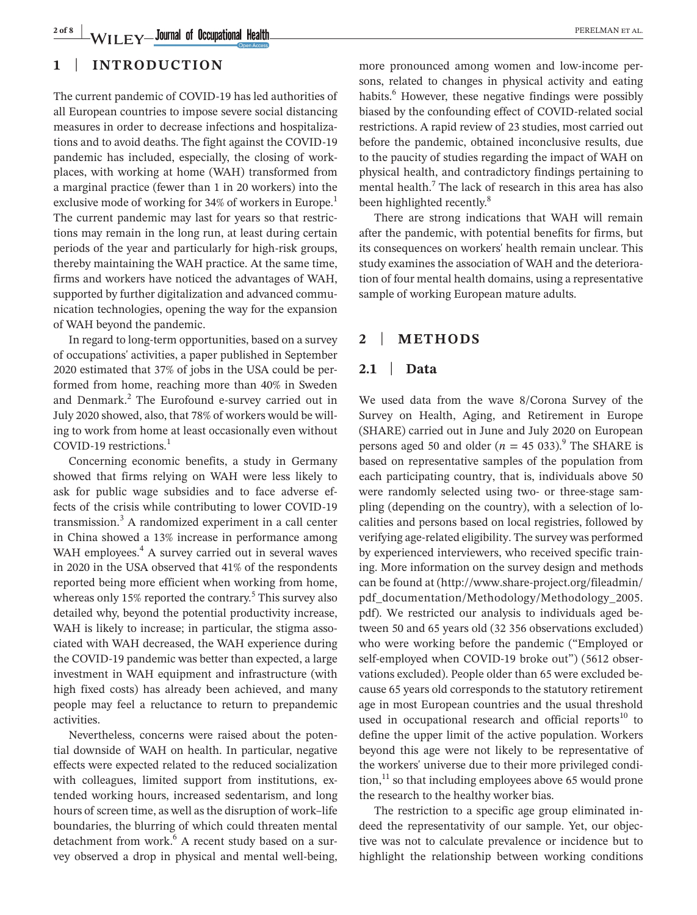## 1 | INTRODUCTION

The current pandemic of COVID-19 has led authorities of all European countries to impose severe social distancing measures in order to decrease infections and hospitalizations and to avoid deaths. The fight against the COVID-19 pandemic has included, especially, the closing of workplaces, with working at home (WAH) transformed from a marginal practice (fewer than 1 in 20 workers) into the exclusive mode of working for 34% of workers in Europe.[1] The current pandemic may last for years so that restrictions may remain in the long run, at least during certain periods of the year and particularly for high-risk groups, thereby maintaining the WAH practice. At the same time, firms and workers have noticed the advantages of WAH, supported by further digitalization and advanced communication technologies, opening the way for the expansion of WAH beyond the pandemic.

In regard to long-term opportunities, based on a survey of occupations' activities, a paper published in September 2020 estimated that 37% of jobs in the USA could be performed from home, reaching more than 40% in Sweden and Denmark.[2] The Eurofound e-survey carried out in July 2020 showed, also, that 78% of workers would be willing to work from home at least occasionally even without COVID-19 restrictions.[1]

Concerning economic benefits, a study in Germany showed that firms relying on WAH were less likely to ask for public wage subsidies and to face adverse effects of the crisis while contributing to lower COVID-19 transmission.[3] A randomized experiment in a call center in China showed a 13% increase in performance among WAH employees.[4] A survey carried out in several waves in 2020 in the USA observed that 41% of the respondents reported being more efficient when working from home, whereas only 15% reported the contrary.[5] This survey also detailed why, beyond the potential productivity increase, WAH is likely to increase; in particular, the stigma associated with WAH decreased, the WAH experience during the COVID-19 pandemic was better than expected, a large investment in WAH equipment and infrastructure (with high fixed costs) has already been achieved, and many people may feel a reluctance to return to prepandemic activities.

Nevertheless, concerns were raised about the potential downside of WAH on health. In particular, negative effects were expected related to the reduced socialization with colleagues, limited support from institutions, extended working hours, increased sedentarism, and long hours of screen time, as well as the disruption of work–life boundaries, the blurring of which could threaten mental detachment from work.[6] A recent study based on a survey observed a drop in physical and mental well-being, more pronounced among women and low-income persons, related to changes in physical activity and eating habits.[6] However, these negative findings were possibly biased by the confounding effect of COVID-related social restrictions. A rapid review of 23 studies, most carried out before the pandemic, obtained inconclusive results, due to the paucity of studies regarding the impact of WAH on physical health, and contradictory findings pertaining to mental health.[7] The lack of research in this area has also been highlighted recently.[8]

There are strong indications that WAH will remain after the pandemic, with potential benefits for firms, but its consequences on workers' health remain unclear. This study examines the association of WAH and the deterioration of four mental health domains, using a representative sample of working European mature adults.

## 2 | METHODS

### 2.1 | Data

We used data from the wave 8/Corona Survey of the Survey on Health, Aging, and Retirement in Europe (SHARE) carried out in June and July 2020 on European persons aged 50 and older ($n$ = 45 033).[9] The SHARE is based on representative samples of the population from each participating country, that is, individuals above 50 were randomly selected using two- or three-stage sampling (depending on the country), with a selection of localities and persons based on local registries, followed by verifying age-related eligibility. The survey was performed by experienced interviewers, who received specific training. More information on the survey design and methods can be found at (http://www.share-project.org/fileadmin/pdf_documentation/Methodology/Methodology_2005.pdf). We restricted our analysis to individuals aged between 50 and 65 years old (32 356 observations excluded) who were working before the pandemic ("Employed or self-employed when COVID-19 broke out") (5612 observations excluded). People older than 65 were excluded because 65 years old corresponds to the statutory retirement age in most European countries and the usual threshold used in occupational research and official reports[10] to define the upper limit of the active population. Workers beyond this age were not likely to be representative of the workers' universe due to their more privileged condition,[11] so that including employees above 65 would prone the research to the healthy worker bias.

The restriction to a specific age group eliminated indeed the representativity of our sample. Yet, our objective was not to calculate prevalence or incidence but to highlight the relationship between working conditions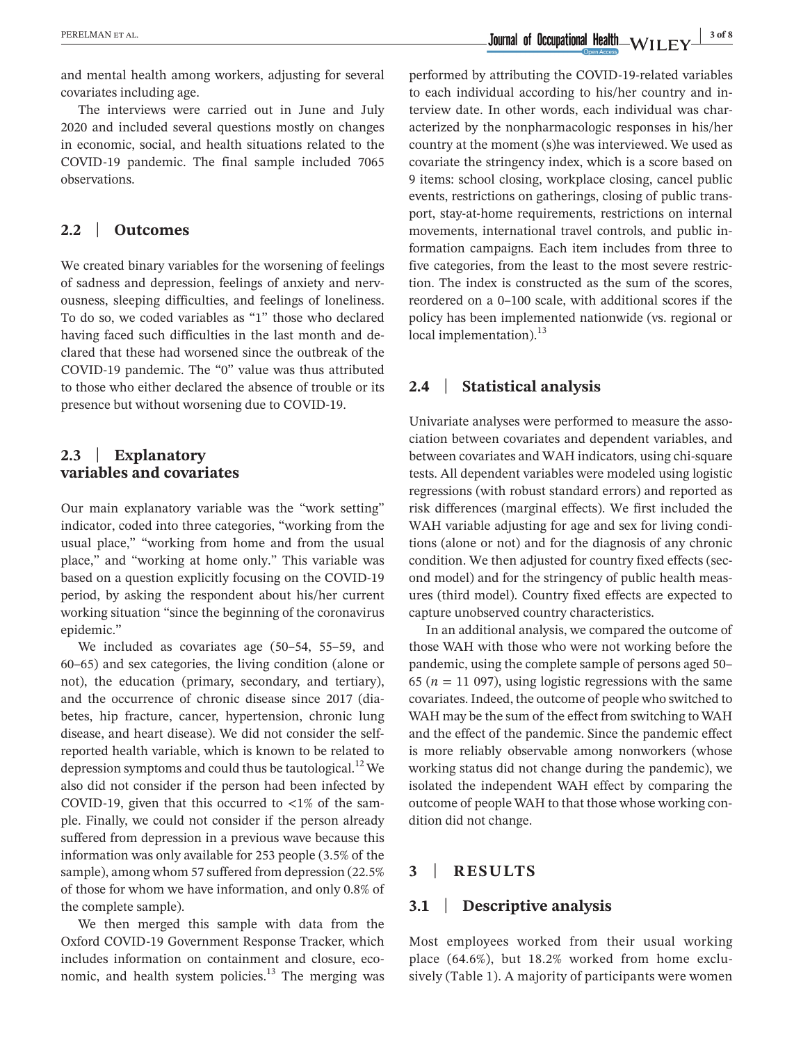and mental health among workers, adjusting for several covariates including age.

The interviews were carried out in June and July 2020 and included several questions mostly on changes in economic, social, and health situations related to the COVID-19 pandemic. The final sample included 7065 observations.

## 2.2 | Outcomes

We created binary variables for the worsening of feelings of sadness and depression, feelings of anxiety and nervousness, sleeping difficulties, and feelings of loneliness. To do so, we coded variables as "1" those who declared having faced such difficulties in the last month and declared that these had worsened since the outbreak of the COVID-19 pandemic. The "0" value was thus attributed to those who either declared the absence of trouble or its presence but without worsening due to COVID-19.

## 2.3 | Explanatory variables and covariates

Our main explanatory variable was the "work setting" indicator, coded into three categories, "working from the usual place," "working from home and from the usual place," and "working at home only." This variable was based on a question explicitly focusing on the COVID-19 period, by asking the respondent about his/her current working situation "since the beginning of the coronavirus epidemic."

We included as covariates age (50–54, 55–59, and 60–65) and sex categories, the living condition (alone or not), the education (primary, secondary, and tertiary), and the occurrence of chronic disease since 2017 (diabetes, hip fracture, cancer, hypertension, chronic lung disease, and heart disease). We did not consider the self-reported health variable, which is known to be related to depression symptoms and could thus be tautological.[12] We also did not consider if the person had been infected by COVID-19, given that this occurred to <1% of the sample. Finally, we could not consider if the person already suffered from depression in a previous wave because this information was only available for 253 people (3.5% of the sample), among whom 57 suffered from depression (22.5% of those for whom we have information, and only 0.8% of the complete sample).

We then merged this sample with data from the Oxford COVID-19 Government Response Tracker, which includes information on containment and closure, economic, and health system policies.[13] The merging was performed by attributing the COVID-19-related variables to each individual according to his/her country and interview date. In other words, each individual was characterized by the nonpharmacologic responses in his/her country at the moment (s)he was interviewed. We used as covariate the stringency index, which is a score based on 9 items: school closing, workplace closing, cancel public events, restrictions on gatherings, closing of public transport, stay-at-home requirements, restrictions on internal movements, international travel controls, and public information campaigns. Each item includes from three to five categories, from the least to the most severe restriction. The index is constructed as the sum of the scores, reordered on a 0–100 scale, with additional scores if the policy has been implemented nationwide (vs. regional or local implementation).[13]

## 2.4 | Statistical analysis

Univariate analyses were performed to measure the association between covariates and dependent variables, and between covariates and WAH indicators, using chi-square tests. All dependent variables were modeled using logistic regressions (with robust standard errors) and reported as risk differences (marginal effects). We first included the WAH variable adjusting for age and sex for living conditions (alone or not) and for the diagnosis of any chronic condition. We then adjusted for country fixed effects (second model) and for the stringency of public health measures (third model). Country fixed effects are expected to capture unobserved country characteristics.

In an additional analysis, we compared the outcome of those WAH with those who were not working before the pandemic, using the complete sample of persons aged 50–65 ($n = 11\ 097$), using logistic regressions with the same covariates. Indeed, the outcome of people who switched to WAH may be the sum of the effect from switching to WAH and the effect of the pandemic. Since the pandemic effect is more reliably observable among nonworkers (whose working status did not change during the pandemic), we isolated the independent WAH effect by comparing the outcome of people WAH to that those whose working condition did not change.

# 3 | RESULTS

## 3.1 | Descriptive analysis

Most employees worked from their usual working place (64.6%), but 18.2% worked from home exclusively (Table 1). A majority of participants were women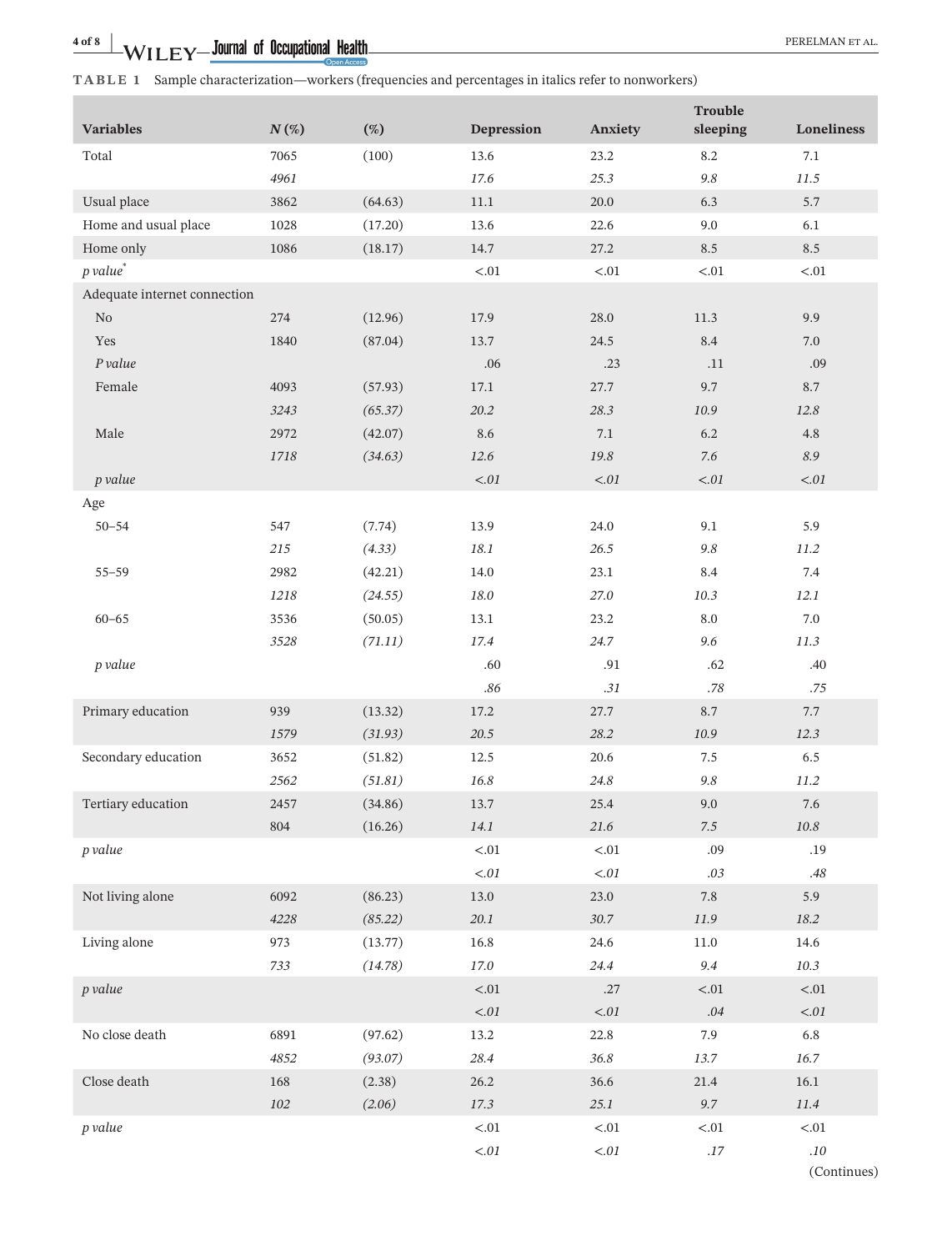**TABLE 1** Sample characterization—workers (frequencies and percentages in italics refer to nonworkers)

| Variables | N (%) | (%) | Depression | Anxiety | Trouble sleeping | Loneliness |
|---|---|---|---|---|---|---|
| Total | 7065 | (100) | 13.6 | 23.2 | 8.2 | 7.1 |
| | *4961* | | *17.6* | *25.3* | *9.8* | *11.5* |
| Usual place | 3862 | (64.63) | 11.1 | 20.0 | 6.3 | 5.7 |
| Home and usual place | 1028 | (17.20) | 13.6 | 22.6 | 9.0 | 6.1 |
| Home only | 1086 | (18.17) | 14.7 | 27.2 | 8.5 | 8.5 |
| *p value*[*] | | | <.01 | <.01 | <.01 | <.01 |
| Adequate internet connection | | | | | | |
| No | 274 | (12.96) | 17.9 | 28.0 | 11.3 | 9.9 |
| Yes | 1840 | (87.04) | 13.7 | 24.5 | 8.4 | 7.0 |
| *P value* | | | .06 | .23 | .11 | .09 |
| Female | 4093 | (57.93) | 17.1 | 27.7 | 9.7 | 8.7 |
| | *3243* | *(65.37)* | *20.2* | *28.3* | *10.9* | *12.8* |
| Male | 2972 | (42.07) | 8.6 | 7.1 | 6.2 | 4.8 |
| | *1718* | *(34.63)* | *12.6* | *19.8* | *7.6* | *8.9* |
| *p value* | | | *<.01* | *<.01* | *<.01* | *<.01* |
| Age | | | | | | |
| 50–54 | 547 | (7.74) | 13.9 | 24.0 | 9.1 | 5.9 |
| | *215* | *(4.33)* | *18.1* | *26.5* | *9.8* | *11.2* |
| 55–59 | 2982 | (42.21) | 14.0 | 23.1 | 8.4 | 7.4 |
| | *1218* | *(24.55)* | *18.0* | *27.0* | *10.3* | *12.1* |
| 60–65 | 3536 | (50.05) | 13.1 | 23.2 | 8.0 | 7.0 |
| | *3528* | *(71.11)* | *17.4* | *24.7* | *9.6* | *11.3* |
| *p value* | | | .60 | .91 | .62 | .40 |
| | | | *.86* | *.31* | *.78* | *.75* |
| Primary education | 939 | (13.32) | 17.2 | 27.7 | 8.7 | 7.7 |
| | *1579* | *(31.93)* | *20.5* | *28.2* | *10.9* | *12.3* |
| Secondary education | 3652 | (51.82) | 12.5 | 20.6 | 7.5 | 6.5 |
| | *2562* | *(51.81)* | *16.8* | *24.8* | *9.8* | *11.2* |
| Tertiary education | 2457 | (34.86) | 13.7 | 25.4 | 9.0 | 7.6 |
| | *804* | *(16.26)* | *14.1* | *21.6* | *7.5* | *10.8* |
| *p value* | | | <.01 | <.01 | .09 | .19 |
| | | | *<.01* | *<.01* | *.03* | *.48* |
| Not living alone | 6092 | (86.23) | 13.0 | 23.0 | 7.8 | 5.9 |
| | *4228* | *(85.22)* | *20.1* | *30.7* | *11.9* | *18.2* |
| Living alone | 973 | (13.77) | 16.8 | 24.6 | 11.0 | 14.6 |
| | *733* | *(14.78)* | *17.0* | *24.4* | *9.4* | *10.3* |
| *p value* | | | <.01 | .27 | <.01 | <.01 |
| | | | *<.01* | *<.01* | *.04* | *<.01* |
| No close death | 6891 | (97.62) | 13.2 | 22.8 | 7.9 | 6.8 |
| | *4852* | *(93.07)* | *28.4* | *36.8* | *13.7* | *16.7* |
| Close death | 168 | (2.38) | 26.2 | 36.6 | 21.4 | 16.1 |
| | *102* | *(2.06)* | *17.3* | *25.1* | *9.7* | *11.4* |
| *p value* | | | <.01 | <.01 | <.01 | <.01 |
| | | | *<.01* | *<.01* | *.17* | *.10* |

(Continues)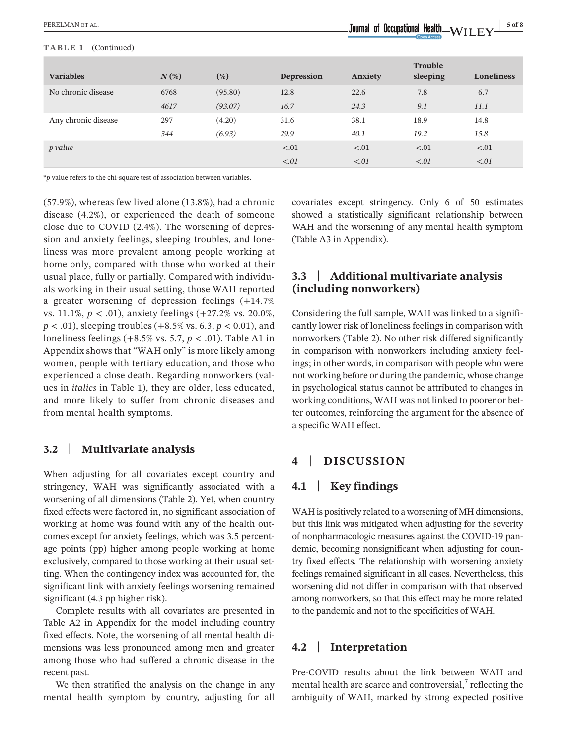**TABLE 1** (Continued)

| Variables | *N* (%) | (%) | Depression | Anxiety | Trouble sleeping | Loneliness |
|---|---|---|---|---|---|---|
| No chronic disease | 6768 | (95.80) | 12.8 | 22.6 | 7.8 | 6.7 |
| | *4617* | *(93.07)* | *16.7* | *24.3* | *9.1* | *11.1* |
| Any chronic disease | 297 | (4.20) | 31.6 | 38.1 | 18.9 | 14.8 |
| | *344* | *(6.93)* | *29.9* | *40.1* | *19.2* | *15.8* |
| *p value* | | | <.01 | <.01 | <.01 | <.01 |
| | | | *<.01* | *<.01* | *<.01* | *<.01* |

*p value refers to the chi-square test of association between variables.

(57.9%), whereas few lived alone (13.8%), had a chronic disease (4.2%), or experienced the death of someone close due to COVID (2.4%). The worsening of depression and anxiety feelings, sleeping troubles, and loneliness was more prevalent among people working at home only, compared with those who worked at their usual place, fully or partially. Compared with individuals working in their usual setting, those WAH reported a greater worsening of depression feelings (+14.7% vs. 11.1%, $p < .01$), anxiety feelings (+27.2% vs. 20.0%, $p < .01$), sleeping troubles (+8.5% vs. 6.3, $p < 0.01$), and loneliness feelings (+8.5% vs. 5.7, $p < .01$). Table A1 in Appendix shows that "WAH only" is more likely among women, people with tertiary education, and those who experienced a close death. Regarding nonworkers (values in *italics* in Table 1), they are older, less educated, and more likely to suffer from chronic diseases and from mental health symptoms.

## 3.2 | Multivariate analysis

When adjusting for all covariates except country and stringency, WAH was significantly associated with a worsening of all dimensions (Table 2). Yet, when country fixed effects were factored in, no significant association of working at home was found with any of the health outcomes except for anxiety feelings, which was 3.5 percentage points (pp) higher among people working at home exclusively, compared to those working at their usual setting. When the contingency index was accounted for, the significant link with anxiety feelings worsening remained significant (4.3 pp higher risk).

Complete results with all covariates are presented in Table A2 in Appendix for the model including country fixed effects. Note, the worsening of all mental health dimensions was less pronounced among men and greater among those who had suffered a chronic disease in the recent past.

We then stratified the analysis on the change in any mental health symptom by country, adjusting for all covariates except stringency. Only 6 of 50 estimates showed a statistically significant relationship between WAH and the worsening of any mental health symptom (Table A3 in Appendix).

## 3.3 | Additional multivariate analysis (including nonworkers)

Considering the full sample, WAH was linked to a significantly lower risk of loneliness feelings in comparison with nonworkers (Table 2). No other risk differed significantly in comparison with nonworkers including anxiety feelings; in other words, in comparison with people who were not working before or during the pandemic, whose change in psychological status cannot be attributed to changes in working conditions, WAH was not linked to poorer or better outcomes, reinforcing the argument for the absence of a specific WAH effect.

# 4 | DISCUSSION

## 4.1 | Key findings

WAH is positively related to a worsening of MH dimensions, but this link was mitigated when adjusting for the severity of nonpharmacologic measures against the COVID-19 pandemic, becoming nonsignificant when adjusting for country fixed effects. The relationship with worsening anxiety feelings remained significant in all cases. Nevertheless, this worsening did not differ in comparison with that observed among nonworkers, so that this effect may be more related to the pandemic and not to the specificities of WAH.

## 4.2 | Interpretation

Pre-COVID results about the link between WAH and mental health are scarce and controversial,[7] reflecting the ambiguity of WAH, marked by strong expected positive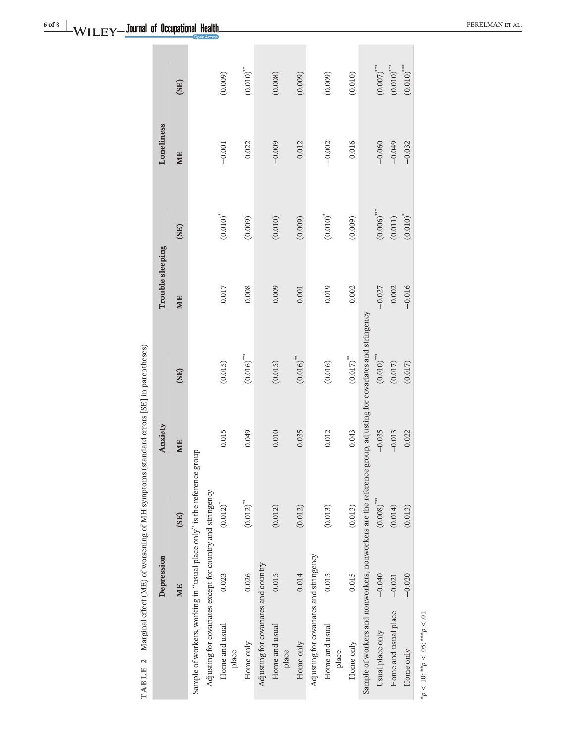**TABLE 2** Marginal effect (ME) of worsening of MH symptoms (standard errors [SE] in parentheses)

| | Depression | | Anxiety | | Trouble sleeping | | Loneliness | |
|---|---|---|---|---|---|---|---|---|
| | ME | (SE) | ME | (SE) | ME | (SE) | ME | (SE) |
| Sample of workers, working in "usual place only" is the reference group | | | | | | | | |
| Adjusting for covariates except for country and stringency | | | | | | | | |
| Home and usual place | 0.023 | (0.012)* | 0.015 | (0.015) | 0.017 | (0.010)* | −0.001 | (0.009) |
| Home only | 0.026 | (0.012)** | 0.049 | (0.016)*** | 0.008 | (0.009) | 0.022 | (0.010)** |
| Adjusting for covariates and country | | | | | | | | |
| Home and usual place | 0.015 | (0.012) | 0.010 | (0.015) | 0.009 | (0.010) | −0.009 | (0.008) |
| Home only | 0.014 | (0.012) | 0.035 | (0.016)** | 0.001 | (0.009) | 0.012 | (0.009) |
| Adjusting for covariates and stringency | | | | | | | | |
| Home and usual place | 0.015 | (0.013) | 0.012 | (0.016) | 0.019 | (0.010)* | −0.002 | (0.009) |
| Home only | 0.015 | (0.013) | 0.043 | (0.017)** | 0.002 | (0.009) | 0.016 | (0.010) |
| Sample of workers and nonworkers, nonworkers are the reference group, adjusting for covariates and stringency | | | | | | | | |
| Usual place only | −0.040 | (0.008)*** | −0.035 | (0.010)*** | −0.027 | (0.006)*** | −0.060 | (0.007)*** |
| Home and usual place | −0.021 | (0.014) | −0.013 | (0.017) | 0.002 | (0.011) | −0.049 | (0.010)*** |
| Home only | −0.020 | (0.013) | 0.022 | (0.017) | −0.016 | (0.010)* | −0.032 | (0.010)*** |

*$p < .10$; **$p < .05$; ***$p < .01$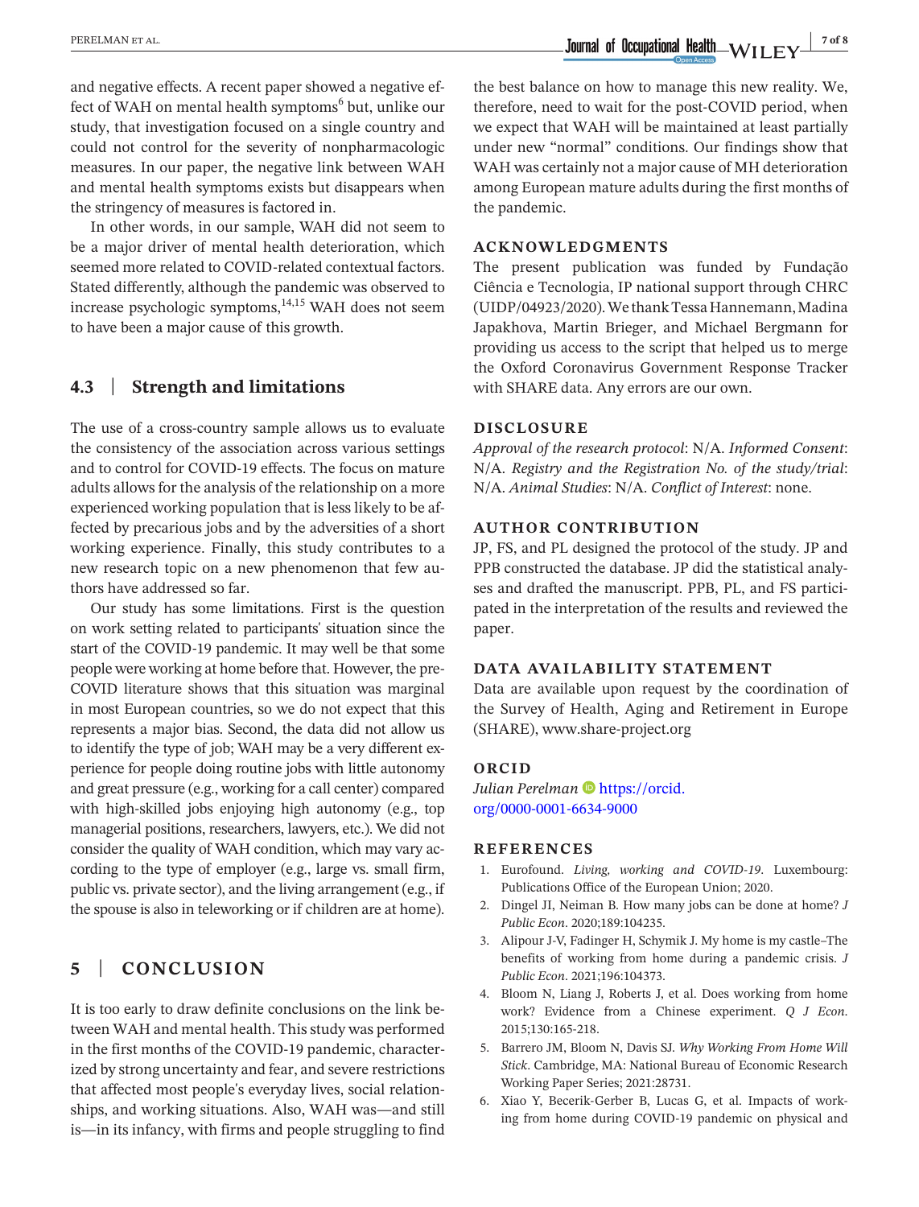and negative effects. A recent paper showed a negative effect of WAH on mental health symptoms[6] but, unlike our study, that investigation focused on a single country and could not control for the severity of nonpharmacologic measures. In our paper, the negative link between WAH and mental health symptoms exists but disappears when the stringency of measures is factored in.

In other words, in our sample, WAH did not seem to be a major driver of mental health deterioration, which seemed more related to COVID-related contextual factors. Stated differently, although the pandemic was observed to increase psychologic symptoms,[14,15] WAH does not seem to have been a major cause of this growth.

### 4.3 | Strength and limitations

The use of a cross-country sample allows us to evaluate the consistency of the association across various settings and to control for COVID-19 effects. The focus on mature adults allows for the analysis of the relationship on a more experienced working population that is less likely to be affected by precarious jobs and by the adversities of a short working experience. Finally, this study contributes to a new research topic on a new phenomenon that few authors have addressed so far.

Our study has some limitations. First is the question on work setting related to participants' situation since the start of the COVID-19 pandemic. It may well be that some people were working at home before that. However, the pre-COVID literature shows that this situation was marginal in most European countries, so we do not expect that this represents a major bias. Second, the data did not allow us to identify the type of job; WAH may be a very different experience for people doing routine jobs with little autonomy and great pressure (e.g., working for a call center) compared with high-skilled jobs enjoying high autonomy (e.g., top managerial positions, researchers, lawyers, etc.). We did not consider the quality of WAH condition, which may vary according to the type of employer (e.g., large vs. small firm, public vs. private sector), and the living arrangement (e.g., if the spouse is also in teleworking or if children are at home).

## 5 | CONCLUSION

It is too early to draw definite conclusions on the link between WAH and mental health. This study was performed in the first months of the COVID-19 pandemic, characterized by strong uncertainty and fear, and severe restrictions that affected most people's everyday lives, social relationships, and working situations. Also, WAH was—and still is—in its infancy, with firms and people struggling to find the best balance on how to manage this new reality. We, therefore, need to wait for the post-COVID period, when we expect that WAH will be maintained at least partially under new "normal" conditions. Our findings show that WAH was certainly not a major cause of MH deterioration among European mature adults during the first months of the pandemic.

## ACKNOWLEDGMENTS

The present publication was funded by Fundação Ciência e Tecnologia, IP national support through CHRC (UIDP/04923/2020). We thank Tessa Hannemann, Madina Japakhova, Martin Brieger, and Michael Bergmann for providing us access to the script that helped us to merge the Oxford Coronavirus Government Response Tracker with SHARE data. Any errors are our own.

## DISCLOSURE

*Approval of the research protocol*: N/A. *Informed Consent*: N/A. *Registry and the Registration No. of the study/trial*: N/A. *Animal Studies*: N/A. *Conflict of Interest*: none.

## AUTHOR CONTRIBUTION

JP, FS, and PL designed the protocol of the study. JP and PPB constructed the database. JP did the statistical analyses and drafted the manuscript. PPB, PL, and FS participated in the interpretation of the results and reviewed the paper.

## DATA AVAILABILITY STATEMENT

Data are available upon request by the coordination of the Survey of Health, Aging and Retirement in Europe (SHARE), www.share-project.org

## ORCID

*Julian Perelman* https://orcid.org/0000-0001-6634-9000

## REFERENCES

1. Eurofound. *Living, working and COVID-19*. Luxembourg: Publications Office of the European Union; 2020.
2. Dingel JI, Neiman B. How many jobs can be done at home? *J Public Econ*. 2020;189:104235.
3. Alipour J-V, Fadinger H, Schymik J. My home is my castle–The benefits of working from home during a pandemic crisis. *J Public Econ*. 2021;196:104373.
4. Bloom N, Liang J, Roberts J, et al. Does working from home work? Evidence from a Chinese experiment. *Q J Econ*. 2015;130:165-218.
5. Barrero JM, Bloom N, Davis SJ. *Why Working From Home Will Stick*. Cambridge, MA: National Bureau of Economic Research Working Paper Series; 2021:28731.
6. Xiao Y, Becerik-Gerber B, Lucas G, et al. Impacts of working from home during COVID-19 pandemic on physical and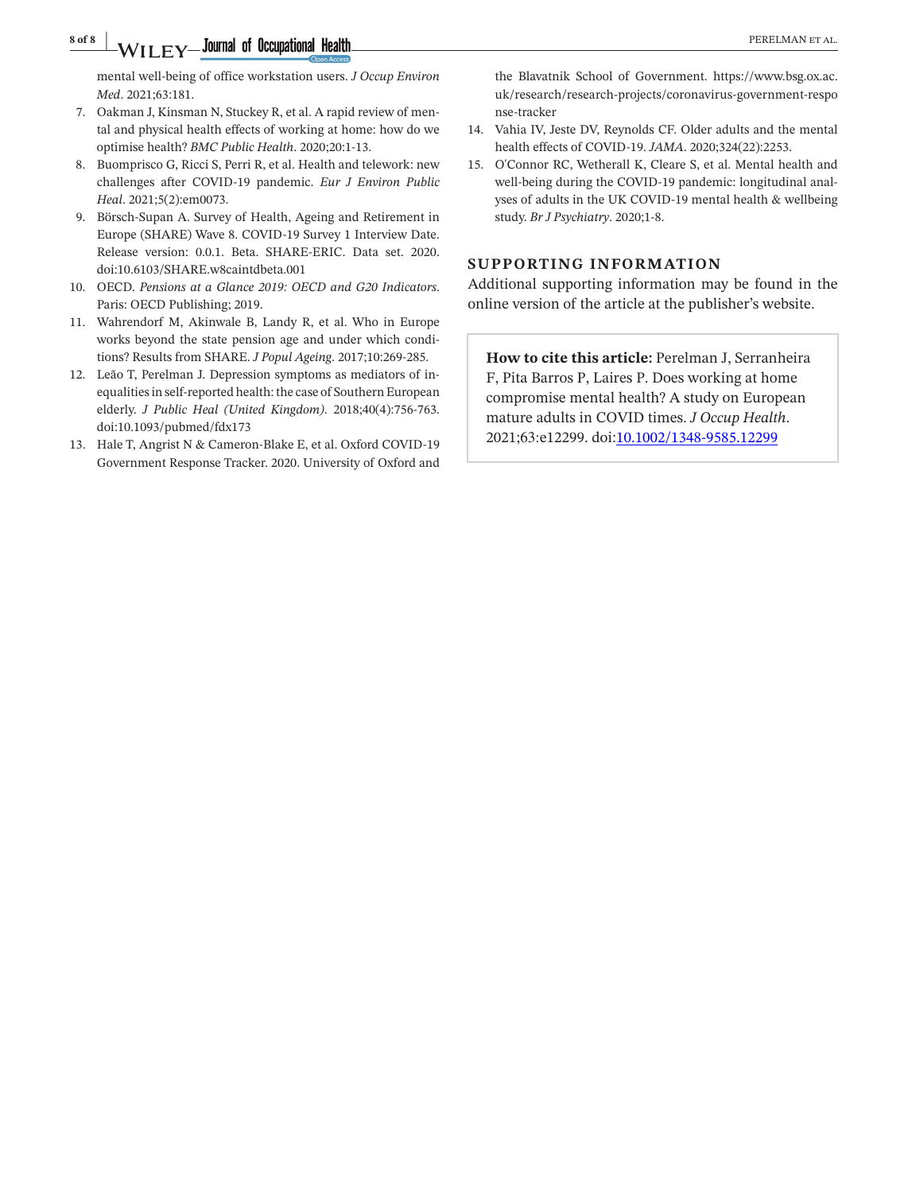mental well-being of office workstation users. *J Occup Environ Med*. 2021;63:181.

7. Oakman J, Kinsman N, Stuckey R, et al. A rapid review of mental and physical health effects of working at home: how do we optimise health? *BMC Public Health*. 2020;20:1-13.
8. Buomprisco G, Ricci S, Perri R, et al. Health and telework: new challenges after COVID-19 pandemic. *Eur J Environ Public Heal*. 2021;5(2):em0073.
9. Börsch-Supan A. Survey of Health, Ageing and Retirement in Europe (SHARE) Wave 8. COVID-19 Survey 1 Interview Date. Release version: 0.0.1. Beta. SHARE-ERIC. Data set. 2020. doi:10.6103/SHARE.w8caintdbeta.001
10. OECD. *Pensions at a Glance 2019: OECD and G20 Indicators*. Paris: OECD Publishing; 2019.
11. Wahrendorf M, Akinwale B, Landy R, et al. Who in Europe works beyond the state pension age and under which conditions? Results from SHARE. *J Popul Ageing*. 2017;10:269-285.
12. Leão T, Perelman J. Depression symptoms as mediators of inequalities in self-reported health: the case of Southern European elderly. *J Public Heal (United Kingdom)*. 2018;40(4):756-763. doi:10.1093/pubmed/fdx173
13. Hale T, Angrist N & Cameron-Blake E, et al. Oxford COVID-19 Government Response Tracker. 2020. University of Oxford and the Blavatnik School of Government. https://www.bsg.ox.ac.uk/research/research-projects/coronavirus-government-response-tracker
14. Vahia IV, Jeste DV, Reynolds CF. Older adults and the mental health effects of COVID-19. *JAMA*. 2020;324(22):2253.
15. O'Connor RC, Wetherall K, Cleare S, et al. Mental health and well-being during the COVID-19 pandemic: longitudinal analyses of adults in the UK COVID-19 mental health & wellbeing study. *Br J Psychiatry*. 2020;1-8.

## SUPPORTING INFORMATION

Additional supporting information may be found in the online version of the article at the publisher's website.

**How to cite this article:** Perelman J, Serranheira F, Pita Barros P, Laires P. Does working at home compromise mental health? A study on European mature adults in COVID times. *J Occup Health*. 2021;63:e12299. doi:10.1002/1348-9585.12299